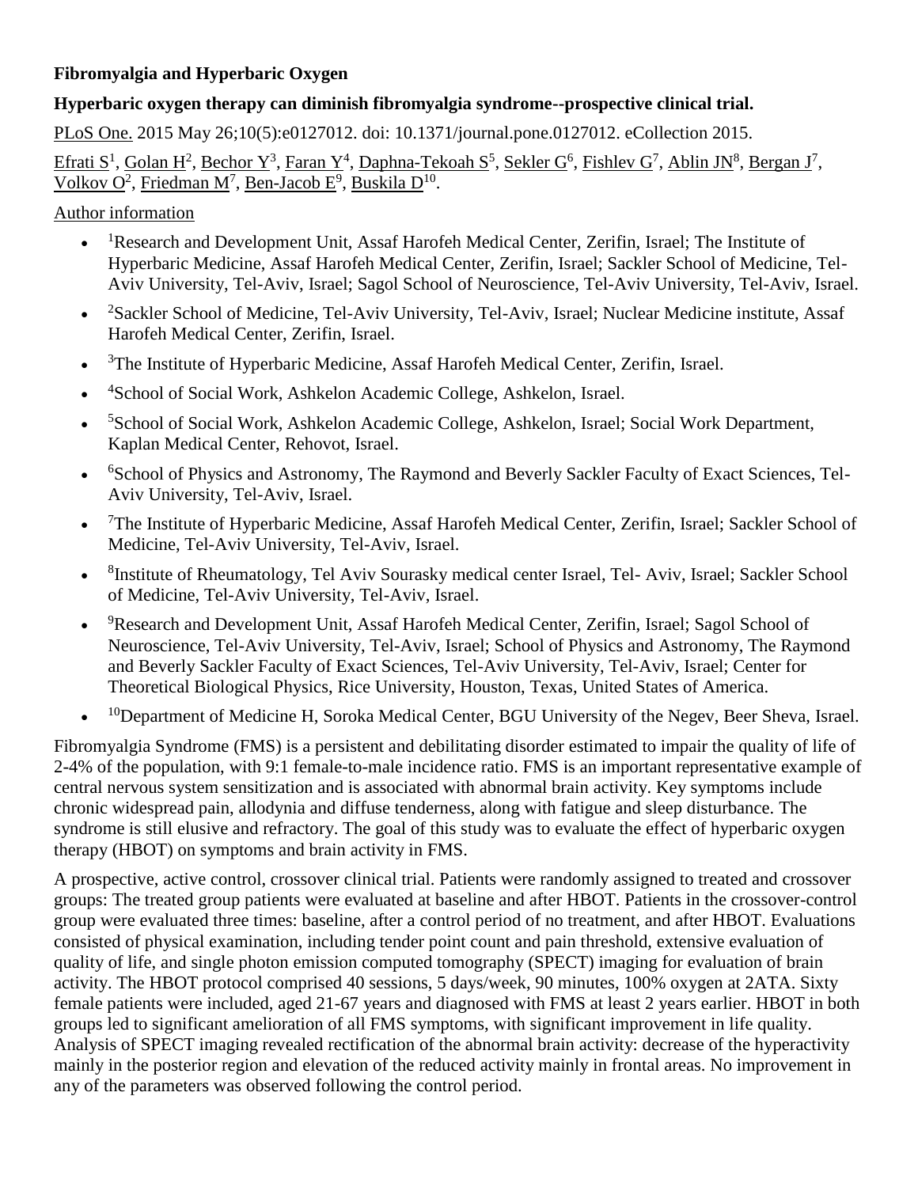**Fibromyalgia and Hyperbaric Oxygen**

**Hyperbaric oxygen therapy can diminish fibromyalgia syndrome--prospective clinical trial.**

PLoS One. 2015 May 26;10(5):e0127012. doi: 10.1371/journal.pone.0127012. eCollection 2015.

Efrati S[1], Golan H[2], Bechor Y[3], Faran Y[4], Daphna-Tekoah S[5], Sekler G[6], Fishlev G[7], Ablin JN[8], Bergan J[7], Volkov O[2], Friedman M[7], Ben-Jacob E[9], Buskila D[10].

Author information

- [1]Research and Development Unit, Assaf Harofeh Medical Center, Zerifin, Israel; The Institute of Hyperbaric Medicine, Assaf Harofeh Medical Center, Zerifin, Israel; Sackler School of Medicine, Tel-Aviv University, Tel-Aviv, Israel; Sagol School of Neuroscience, Tel-Aviv University, Tel-Aviv, Israel.
- [2]Sackler School of Medicine, Tel-Aviv University, Tel-Aviv, Israel; Nuclear Medicine institute, Assaf Harofeh Medical Center, Zerifin, Israel.
- [3]The Institute of Hyperbaric Medicine, Assaf Harofeh Medical Center, Zerifin, Israel.
- [4]School of Social Work, Ashkelon Academic College, Ashkelon, Israel.
- [5]School of Social Work, Ashkelon Academic College, Ashkelon, Israel; Social Work Department, Kaplan Medical Center, Rehovot, Israel.
- [6]School of Physics and Astronomy, The Raymond and Beverly Sackler Faculty of Exact Sciences, Tel-Aviv University, Tel-Aviv, Israel.
- [7]The Institute of Hyperbaric Medicine, Assaf Harofeh Medical Center, Zerifin, Israel; Sackler School of Medicine, Tel-Aviv University, Tel-Aviv, Israel.
- [8]Institute of Rheumatology, Tel Aviv Sourasky medical center Israel, Tel- Aviv, Israel; Sackler School of Medicine, Tel-Aviv University, Tel-Aviv, Israel.
- [9]Research and Development Unit, Assaf Harofeh Medical Center, Zerifin, Israel; Sagol School of Neuroscience, Tel-Aviv University, Tel-Aviv, Israel; School of Physics and Astronomy, The Raymond and Beverly Sackler Faculty of Exact Sciences, Tel-Aviv University, Tel-Aviv, Israel; Center for Theoretical Biological Physics, Rice University, Houston, Texas, United States of America.
- [10]Department of Medicine H, Soroka Medical Center, BGU University of the Negev, Beer Sheva, Israel.

Fibromyalgia Syndrome (FMS) is a persistent and debilitating disorder estimated to impair the quality of life of 2-4% of the population, with 9:1 female-to-male incidence ratio. FMS is an important representative example of central nervous system sensitization and is associated with abnormal brain activity. Key symptoms include chronic widespread pain, allodynia and diffuse tenderness, along with fatigue and sleep disturbance. The syndrome is still elusive and refractory. The goal of this study was to evaluate the effect of hyperbaric oxygen therapy (HBOT) on symptoms and brain activity in FMS.

A prospective, active control, crossover clinical trial. Patients were randomly assigned to treated and crossover groups: The treated group patients were evaluated at baseline and after HBOT. Patients in the crossover-control group were evaluated three times: baseline, after a control period of no treatment, and after HBOT. Evaluations consisted of physical examination, including tender point count and pain threshold, extensive evaluation of quality of life, and single photon emission computed tomography (SPECT) imaging for evaluation of brain activity. The HBOT protocol comprised 40 sessions, 5 days/week, 90 minutes, 100% oxygen at 2ATA. Sixty female patients were included, aged 21-67 years and diagnosed with FMS at least 2 years earlier. HBOT in both groups led to significant amelioration of all FMS symptoms, with significant improvement in life quality. Analysis of SPECT imaging revealed rectification of the abnormal brain activity: decrease of the hyperactivity mainly in the posterior region and elevation of the reduced activity mainly in frontal areas. No improvement in any of the parameters was observed following the control period.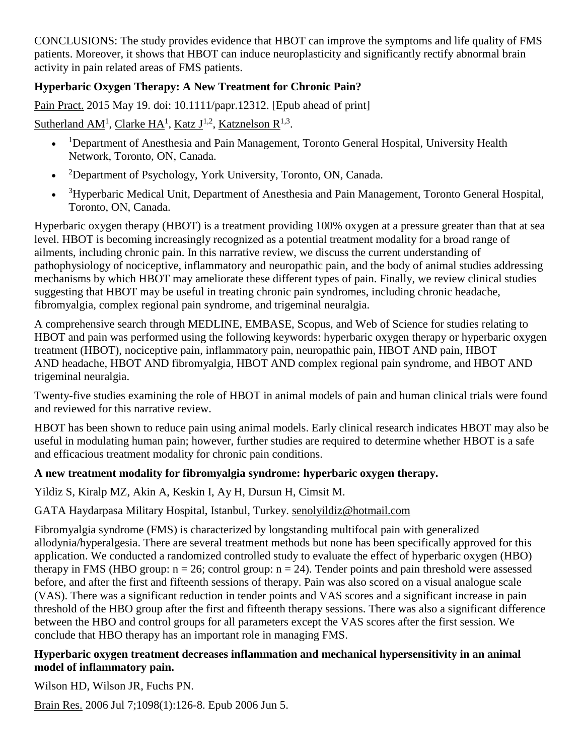CONCLUSIONS: The study provides evidence that HBOT can improve the symptoms and life quality of FMS patients. Moreover, it shows that HBOT can induce neuroplasticity and significantly rectify abnormal brain activity in pain related areas of FMS patients.

**Hyperbaric Oxygen Therapy: A New Treatment for Chronic Pain?**

Pain Pract. 2015 May 19. doi: 10.1111/papr.12312. [Epub ahead of print]

Sutherland AM[1], Clarke HA[1], Katz J[1,2], Katznelson R[1,3].

- [1]Department of Anesthesia and Pain Management, Toronto General Hospital, University Health Network, Toronto, ON, Canada.
- [2]Department of Psychology, York University, Toronto, ON, Canada.
- [3]Hyperbaric Medical Unit, Department of Anesthesia and Pain Management, Toronto General Hospital, Toronto, ON, Canada.

Hyperbaric oxygen therapy (HBOT) is a treatment providing 100% oxygen at a pressure greater than that at sea level. HBOT is becoming increasingly recognized as a potential treatment modality for a broad range of ailments, including chronic pain. In this narrative review, we discuss the current understanding of pathophysiology of nociceptive, inflammatory and neuropathic pain, and the body of animal studies addressing mechanisms by which HBOT may ameliorate these different types of pain. Finally, we review clinical studies suggesting that HBOT may be useful in treating chronic pain syndromes, including chronic headache, fibromyalgia, complex regional pain syndrome, and trigeminal neuralgia.

A comprehensive search through MEDLINE, EMBASE, Scopus, and Web of Science for studies relating to HBOT and pain was performed using the following keywords: hyperbaric oxygen therapy or hyperbaric oxygen treatment (HBOT), nociceptive pain, inflammatory pain, neuropathic pain, HBOT AND pain, HBOT AND headache, HBOT AND fibromyalgia, HBOT AND complex regional pain syndrome, and HBOT AND trigeminal neuralgia.

Twenty-five studies examining the role of HBOT in animal models of pain and human clinical trials were found and reviewed for this narrative review.

HBOT has been shown to reduce pain using animal models. Early clinical research indicates HBOT may also be useful in modulating human pain; however, further studies are required to determine whether HBOT is a safe and efficacious treatment modality for chronic pain conditions.

**A new treatment modality for fibromyalgia syndrome: hyperbaric oxygen therapy.**

Yildiz S, Kiralp MZ, Akin A, Keskin I, Ay H, Dursun H, Cimsit M.

GATA Haydarpasa Military Hospital, Istanbul, Turkey. senolyildiz@hotmail.com

Fibromyalgia syndrome (FMS) is characterized by longstanding multifocal pain with generalized allodynia/hyperalgesia. There are several treatment methods but none has been specifically approved for this application. We conducted a randomized controlled study to evaluate the effect of hyperbaric oxygen (HBO) therapy in FMS (HBO group: $n = 26$; control group: $n = 24$). Tender points and pain threshold were assessed before, and after the first and fifteenth sessions of therapy. Pain was also scored on a visual analogue scale (VAS). There was a significant reduction in tender points and VAS scores and a significant increase in pain threshold of the HBO group after the first and fifteenth therapy sessions. There was also a significant difference between the HBO and control groups for all parameters except the VAS scores after the first session. We conclude that HBO therapy has an important role in managing FMS.

**Hyperbaric oxygen treatment decreases inflammation and mechanical hypersensitivity in an animal model of inflammatory pain.**

Wilson HD, Wilson JR, Fuchs PN.

Brain Res. 2006 Jul 7;1098(1):126-8. Epub 2006 Jun 5.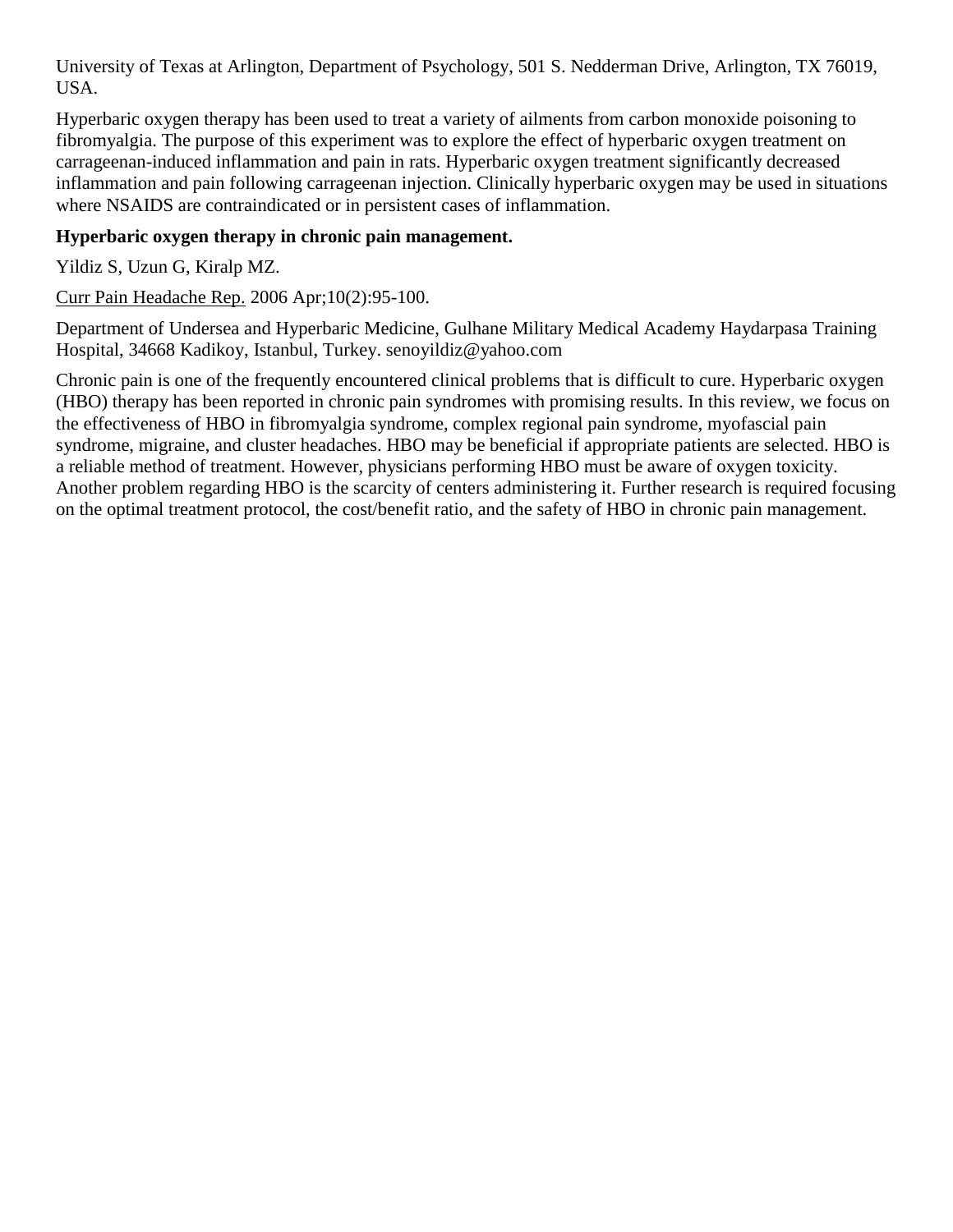University of Texas at Arlington, Department of Psychology, 501 S. Nedderman Drive, Arlington, TX 76019, USA.

Hyperbaric oxygen therapy has been used to treat a variety of ailments from carbon monoxide poisoning to fibromyalgia. The purpose of this experiment was to explore the effect of hyperbaric oxygen treatment on carrageenan-induced inflammation and pain in rats. Hyperbaric oxygen treatment significantly decreased inflammation and pain following carrageenan injection. Clinically hyperbaric oxygen may be used in situations where NSAIDS are contraindicated or in persistent cases of inflammation.

**Hyperbaric oxygen therapy in chronic pain management.**

Yildiz S, Uzun G, Kiralp MZ.

Curr Pain Headache Rep. 2006 Apr;10(2):95-100.

Department of Undersea and Hyperbaric Medicine, Gulhane Military Medical Academy Haydarpasa Training Hospital, 34668 Kadikoy, Istanbul, Turkey. senoyildiz@yahoo.com

Chronic pain is one of the frequently encountered clinical problems that is difficult to cure. Hyperbaric oxygen (HBO) therapy has been reported in chronic pain syndromes with promising results. In this review, we focus on the effectiveness of HBO in fibromyalgia syndrome, complex regional pain syndrome, myofascial pain syndrome, migraine, and cluster headaches. HBO may be beneficial if appropriate patients are selected. HBO is a reliable method of treatment. However, physicians performing HBO must be aware of oxygen toxicity. Another problem regarding HBO is the scarcity of centers administering it. Further research is required focusing on the optimal treatment protocol, the cost/benefit ratio, and the safety of HBO in chronic pain management.